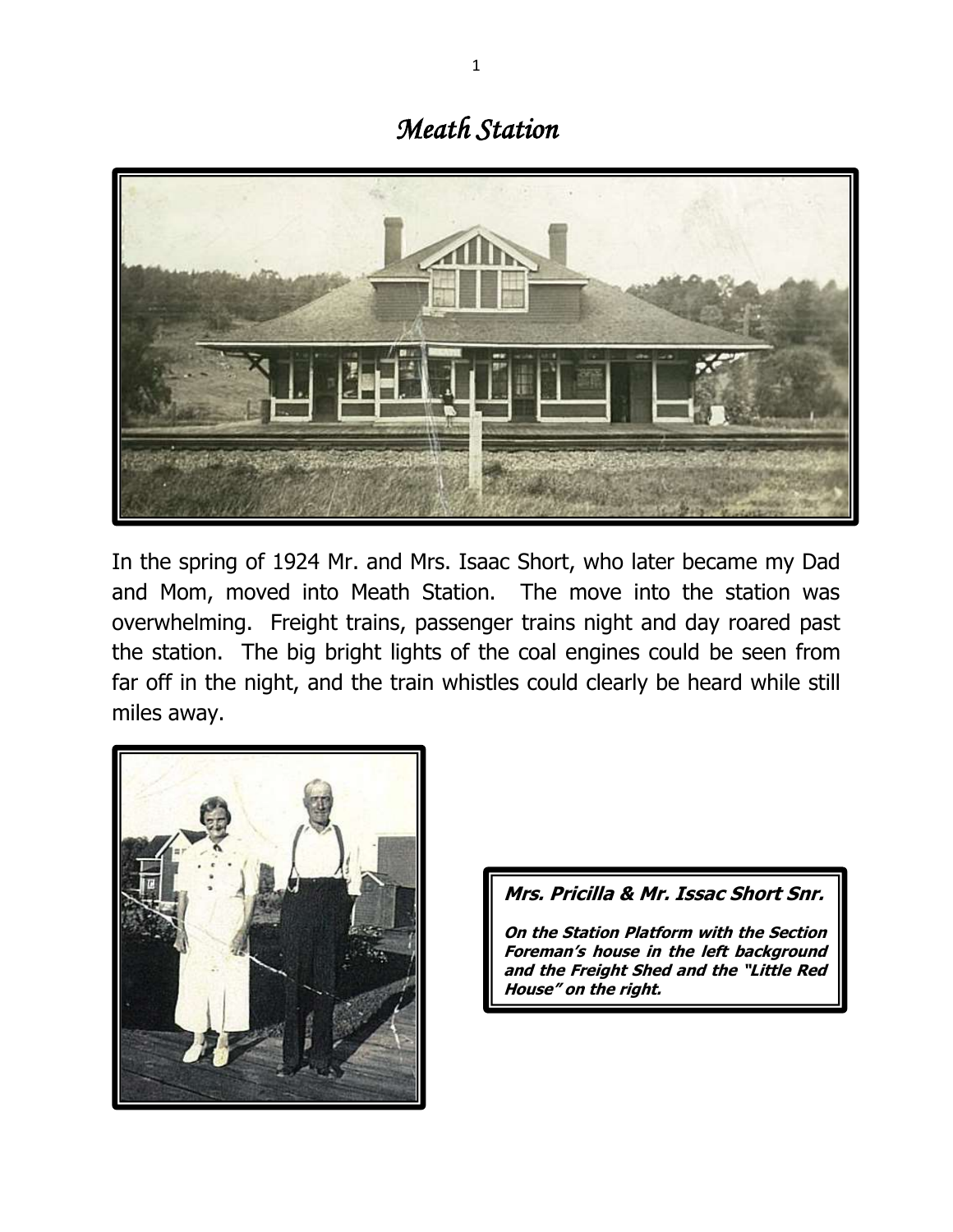# *Meath Station*

In the spring of 1924 Mr. and Mrs. Isaac Short, who later became my Dad and Mom, moved into Meath Station. The move into the station was overwhelming. Freight trains, passenger trains night and day roared past the station. The big bright lights of the coal engines could be seen from far off in the night, and the train whistles could clearly be heard while still miles away.

***Mrs. Pricilla & Mr. Issac Short Snr.***

***On the Station Platform with the Section Foreman's house in the left background and the Freight Shed and the "Little Red House" on the right.***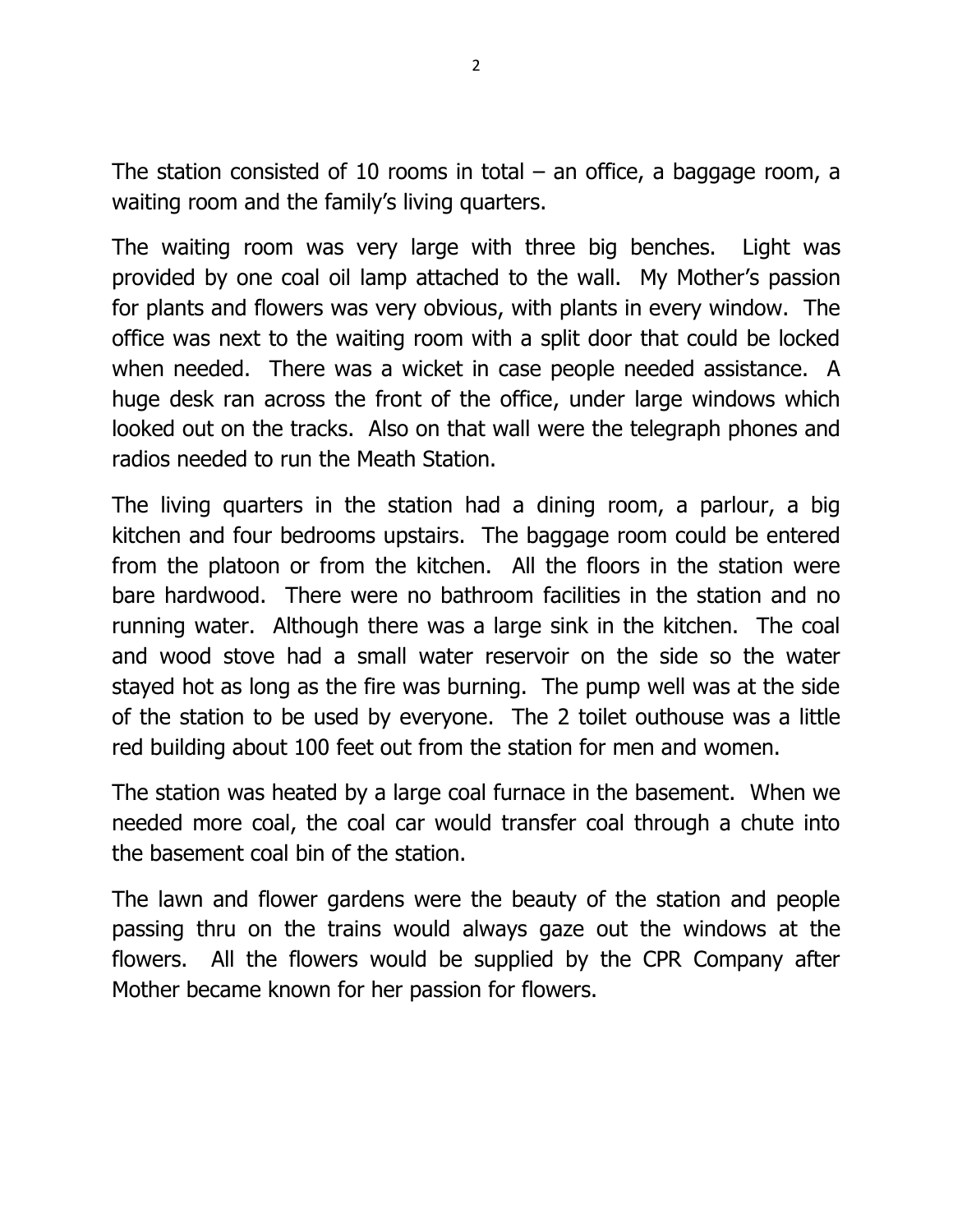The station consisted of 10 rooms in total – an office, a baggage room, a waiting room and the family's living quarters.

The waiting room was very large with three big benches. Light was provided by one coal oil lamp attached to the wall. My Mother's passion for plants and flowers was very obvious, with plants in every window. The office was next to the waiting room with a split door that could be locked when needed. There was a wicket in case people needed assistance. A huge desk ran across the front of the office, under large windows which looked out on the tracks. Also on that wall were the telegraph phones and radios needed to run the Meath Station.

The living quarters in the station had a dining room, a parlour, a big kitchen and four bedrooms upstairs. The baggage room could be entered from the platoon or from the kitchen. All the floors in the station were bare hardwood. There were no bathroom facilities in the station and no running water. Although there was a large sink in the kitchen. The coal and wood stove had a small water reservoir on the side so the water stayed hot as long as the fire was burning. The pump well was at the side of the station to be used by everyone. The 2 toilet outhouse was a little red building about 100 feet out from the station for men and women.

The station was heated by a large coal furnace in the basement. When we needed more coal, the coal car would transfer coal through a chute into the basement coal bin of the station.

The lawn and flower gardens were the beauty of the station and people passing thru on the trains would always gaze out the windows at the flowers. All the flowers would be supplied by the CPR Company after Mother became known for her passion for flowers.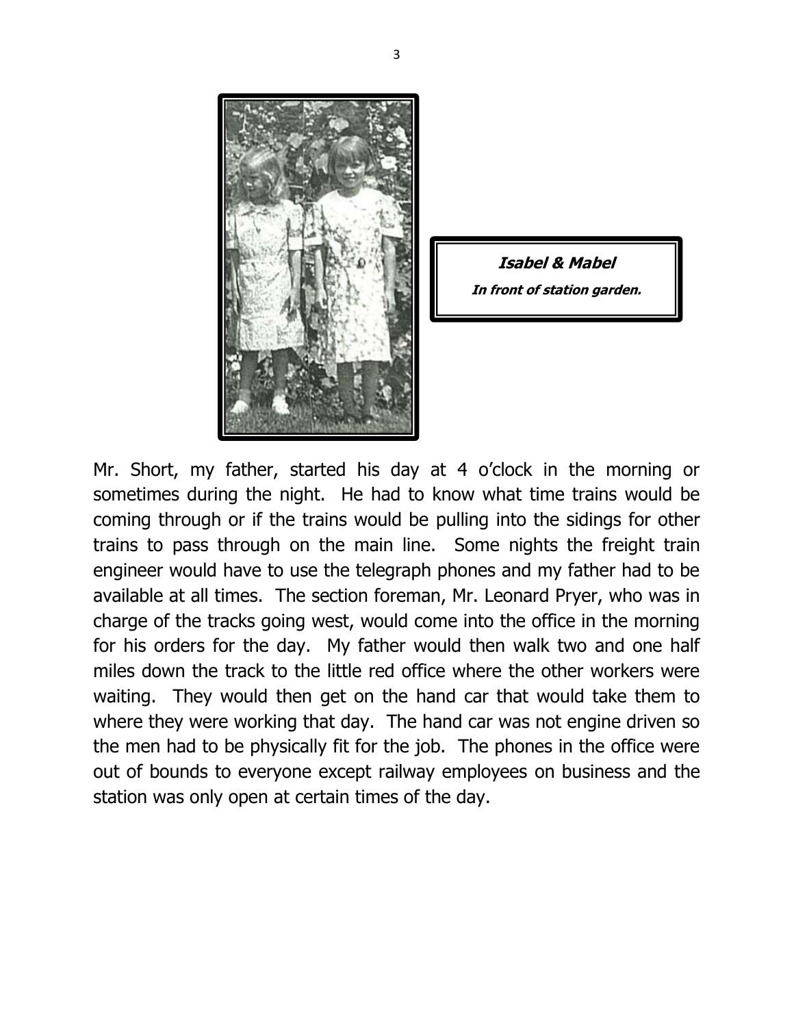***Isabel & Mabel***

***In front of station garden.***

Mr. Short, my father, started his day at 4 o'clock in the morning or sometimes during the night. He had to know what time trains would be coming through or if the trains would be pulling into the sidings for other trains to pass through on the main line. Some nights the freight train engineer would have to use the telegraph phones and my father had to be available at all times. The section foreman, Mr. Leonard Pryer, who was in charge of the tracks going west, would come into the office in the morning for his orders for the day. My father would then walk two and one half miles down the track to the little red office where the other workers were waiting. They would then get on the hand car that would take them to where they were working that day. The hand car was not engine driven so the men had to be physically fit for the job. The phones in the office were out of bounds to everyone except railway employees on business and the station was only open at certain times of the day.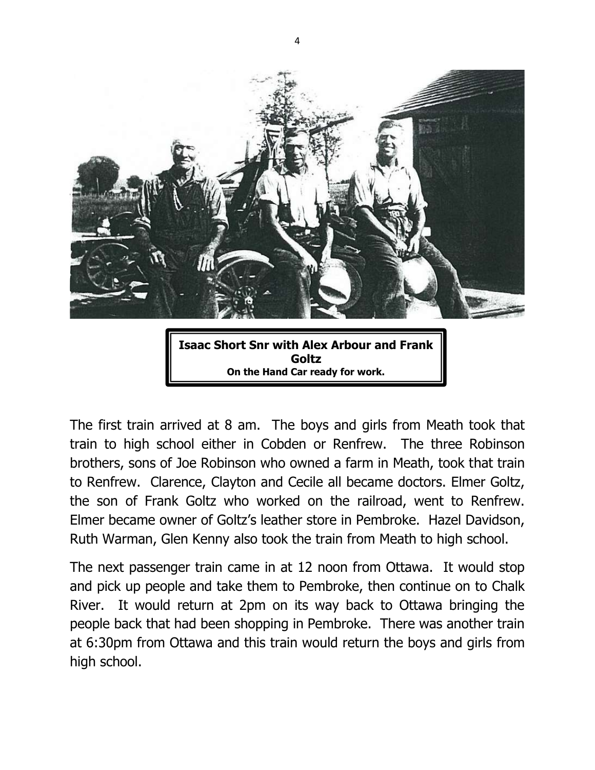**Isaac Short Snr with Alex Arbour and Frank Goltz**
**On the Hand Car ready for work.**

The first train arrived at 8 am. The boys and girls from Meath took that train to high school either in Cobden or Renfrew. The three Robinson brothers, sons of Joe Robinson who owned a farm in Meath, took that train to Renfrew. Clarence, Clayton and Cecile all became doctors. Elmer Goltz, the son of Frank Goltz who worked on the railroad, went to Renfrew. Elmer became owner of Goltz's leather store in Pembroke. Hazel Davidson, Ruth Warman, Glen Kenny also took the train from Meath to high school.

The next passenger train came in at 12 noon from Ottawa. It would stop and pick up people and take them to Pembroke, then continue on to Chalk River. It would return at 2pm on its way back to Ottawa bringing the people back that had been shopping in Pembroke. There was another train at 6:30pm from Ottawa and this train would return the boys and girls from high school.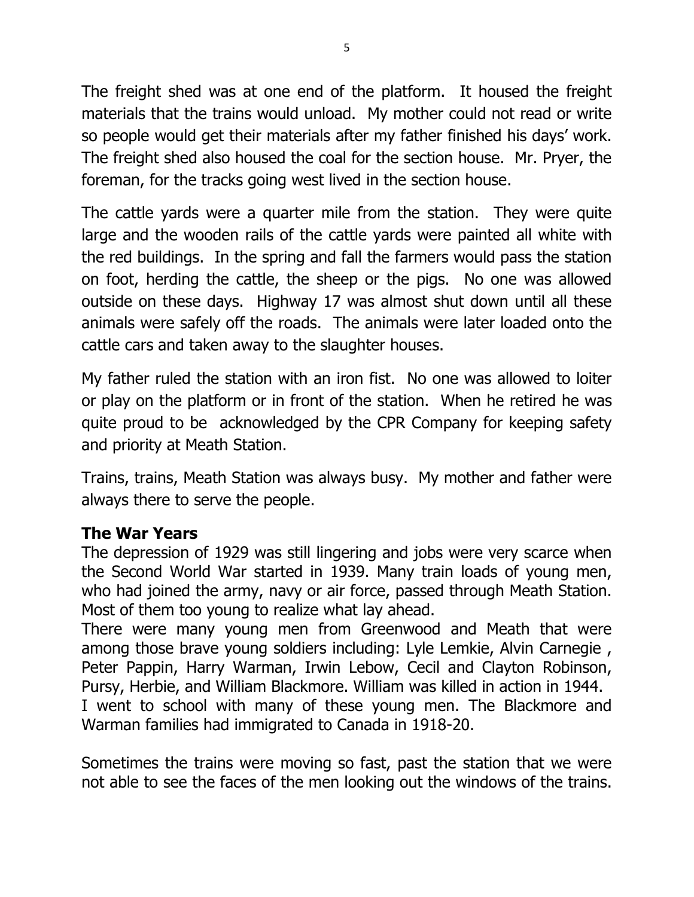The freight shed was at one end of the platform. It housed the freight materials that the trains would unload. My mother could not read or write so people would get their materials after my father finished his days' work. The freight shed also housed the coal for the section house. Mr. Pryer, the foreman, for the tracks going west lived in the section house.

The cattle yards were a quarter mile from the station. They were quite large and the wooden rails of the cattle yards were painted all white with the red buildings. In the spring and fall the farmers would pass the station on foot, herding the cattle, the sheep or the pigs. No one was allowed outside on these days. Highway 17 was almost shut down until all these animals were safely off the roads. The animals were later loaded onto the cattle cars and taken away to the slaughter houses.

My father ruled the station with an iron fist. No one was allowed to loiter or play on the platform or in front of the station. When he retired he was quite proud to be acknowledged by the CPR Company for keeping safety and priority at Meath Station.

Trains, trains, Meath Station was always busy. My mother and father were always there to serve the people.

**The War Years**

The depression of 1929 was still lingering and jobs were very scarce when the Second World War started in 1939. Many train loads of young men, who had joined the army, navy or air force, passed through Meath Station. Most of them too young to realize what lay ahead.

There were many young men from Greenwood and Meath that were among those brave young soldiers including: Lyle Lemkie, Alvin Carnegie , Peter Pappin, Harry Warman, Irwin Lebow, Cecil and Clayton Robinson, Pursy, Herbie, and William Blackmore. William was killed in action in 1944.

I went to school with many of these young men. The Blackmore and Warman families had immigrated to Canada in 1918-20.

Sometimes the trains were moving so fast, past the station that we were not able to see the faces of the men looking out the windows of the trains.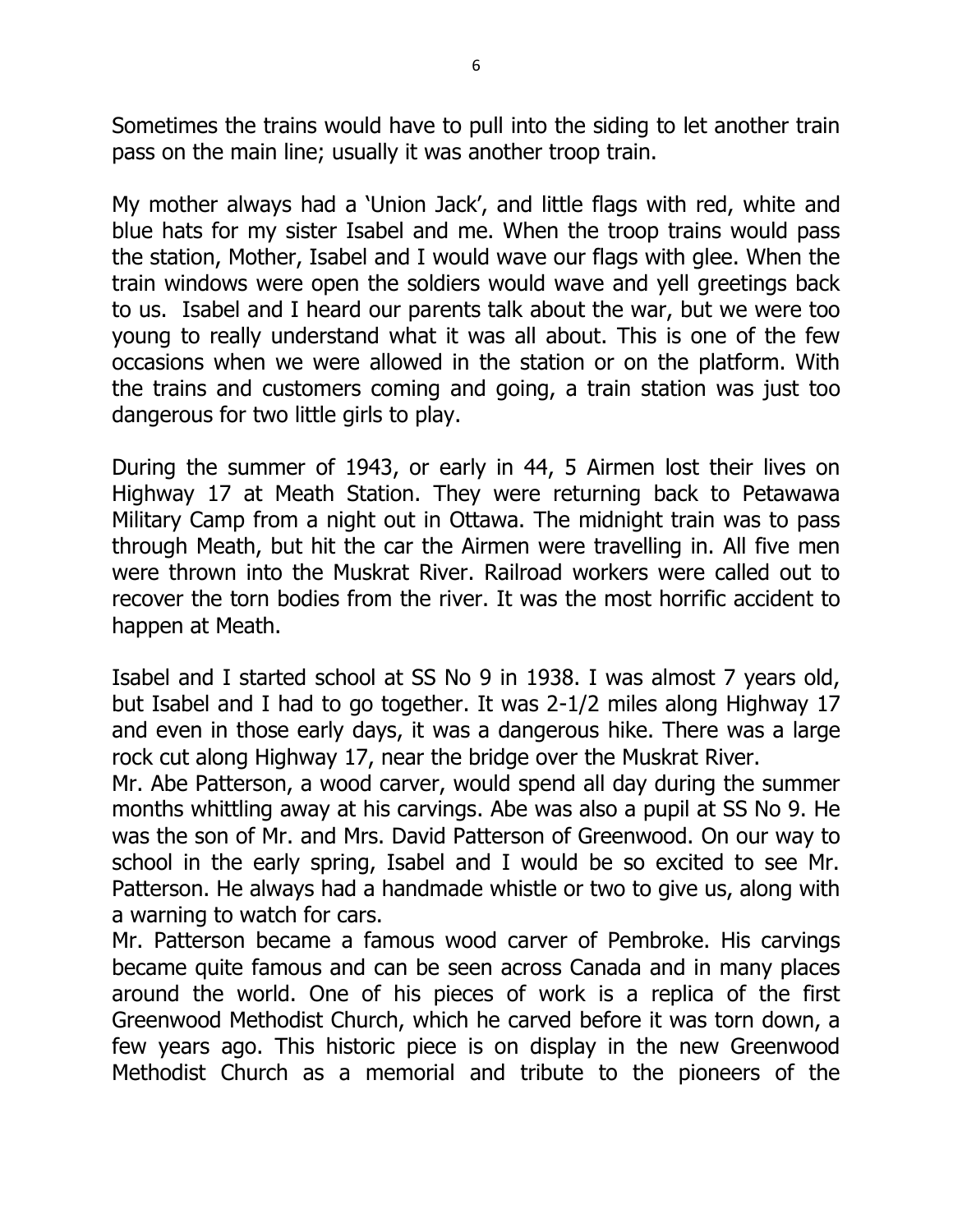Sometimes the trains would have to pull into the siding to let another train pass on the main line; usually it was another troop train.

My mother always had a 'Union Jack', and little flags with red, white and blue hats for my sister Isabel and me. When the troop trains would pass the station, Mother, Isabel and I would wave our flags with glee. When the train windows were open the soldiers would wave and yell greetings back to us. Isabel and I heard our parents talk about the war, but we were too young to really understand what it was all about. This is one of the few occasions when we were allowed in the station or on the platform. With the trains and customers coming and going, a train station was just too dangerous for two little girls to play.

During the summer of 1943, or early in 44, 5 Airmen lost their lives on Highway 17 at Meath Station. They were returning back to Petawawa Military Camp from a night out in Ottawa. The midnight train was to pass through Meath, but hit the car the Airmen were travelling in. All five men were thrown into the Muskrat River. Railroad workers were called out to recover the torn bodies from the river. It was the most horrific accident to happen at Meath.

Isabel and I started school at SS No 9 in 1938. I was almost 7 years old, but Isabel and I had to go together. It was 2-1/2 miles along Highway 17 and even in those early days, it was a dangerous hike. There was a large rock cut along Highway 17, near the bridge over the Muskrat River.
Mr. Abe Patterson, a wood carver, would spend all day during the summer months whittling away at his carvings. Abe was also a pupil at SS No 9. He was the son of Mr. and Mrs. David Patterson of Greenwood. On our way to school in the early spring, Isabel and I would be so excited to see Mr. Patterson. He always had a handmade whistle or two to give us, along with a warning to watch for cars.
Mr. Patterson became a famous wood carver of Pembroke. His carvings became quite famous and can be seen across Canada and in many places around the world. One of his pieces of work is a replica of the first Greenwood Methodist Church, which he carved before it was torn down, a few years ago. This historic piece is on display in the new Greenwood Methodist Church as a memorial and tribute to the pioneers of the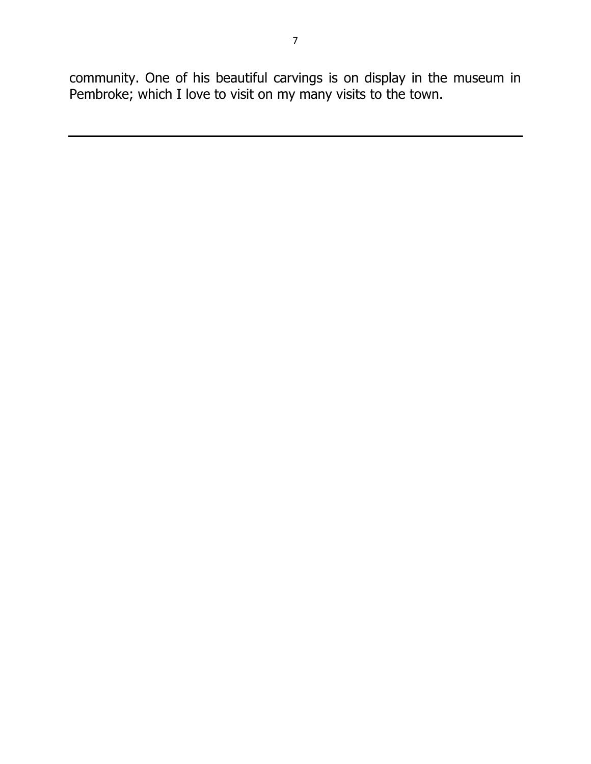community. One of his beautiful carvings is on display in the museum in Pembroke; which I love to visit on my many visits to the town.

---